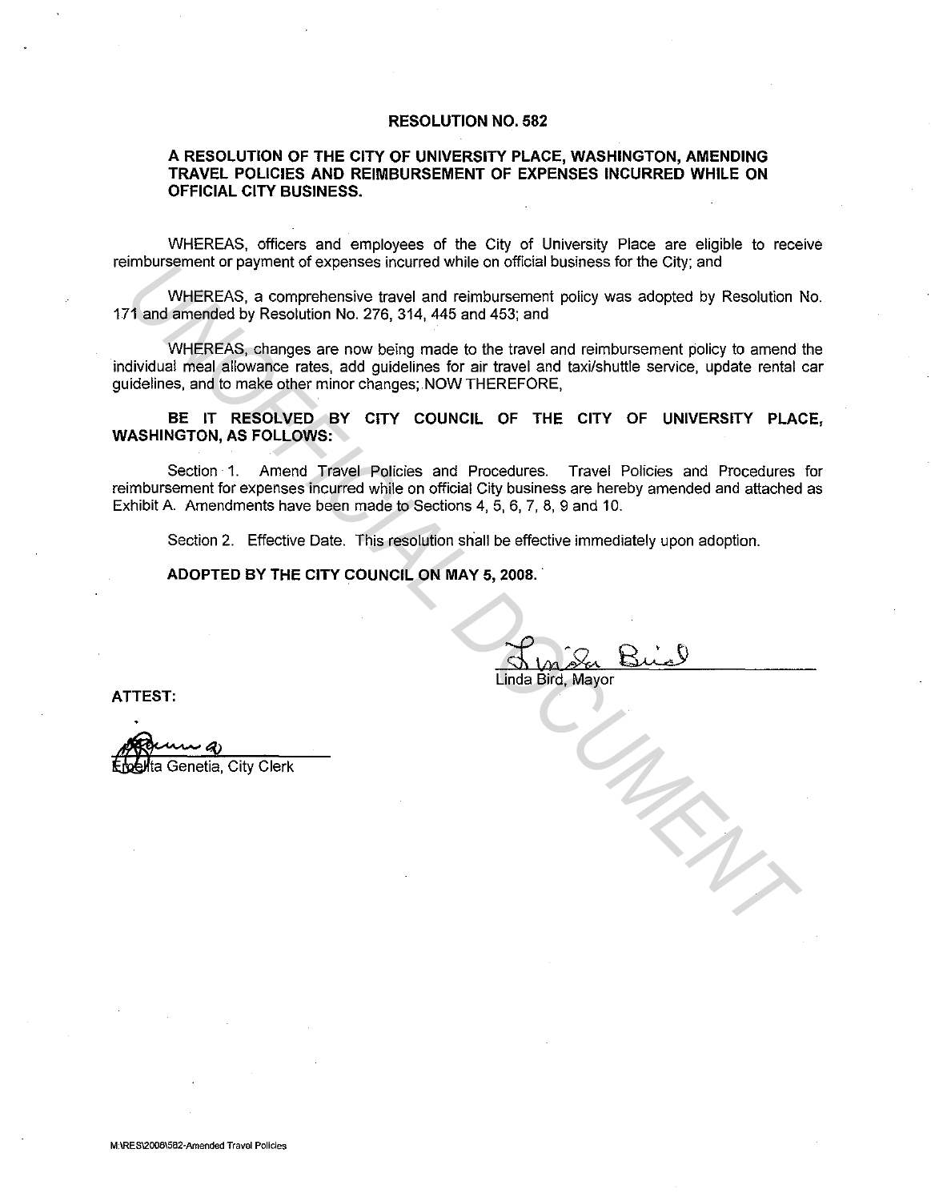# RESOLUTION NO. 582

## A RESOLUTION OF THE CITY OF UNIVERSITY PLACE, WASHINGTON, AMENDING TRAVEL POLICIES AND REIMBURSEMENT OF EXPENSES INCURRED WHILE ON OFFICIAL CITY BUSINESS.

WHEREAS, officers and employees of the City of University Place are eligible to receive reimbursement or payment of expenses incurred while on official business for the City; and

WHEREAS, a comprehensive travel and reimbursement policy was adopted by Resolution No. 171 and amended by Resolution No. 276, 314, 445 and 453; and

WHEREAS, changes are now being made to the travel and reimbursement policy to amend the individual meal allowance rates, add guidelines for air travel and taxi/shuttle service, update rental car guidelines, and to make other minor changes; NOW THEREFORE,

**BE IT RESOLVED BY CITY COUNCIL OF THE CITY OF UNIVERSITY PLACE, WASHINGTON, AS FOLLOWS:**

Section 1. Amend Travel Policies and Procedures. Travel Policies and Procedures for reimbursement for expenses incurred while on official City business are hereby amended and attached as Exhibit A. Amendments have been made to Sections 4, 5, 6, 7, 8, 9 and 10.

Section 2. Effective Date. This resolution shall be effective immediately upon adoption.

**ADOPTED BY THE CITY COUNCIL ON MAY 5, 2008.**

Linda Bird, Mayor

**ATTEST:**

Emelita Genetia, City Clerk

M:\RES\2008\582-Amended Travel Policies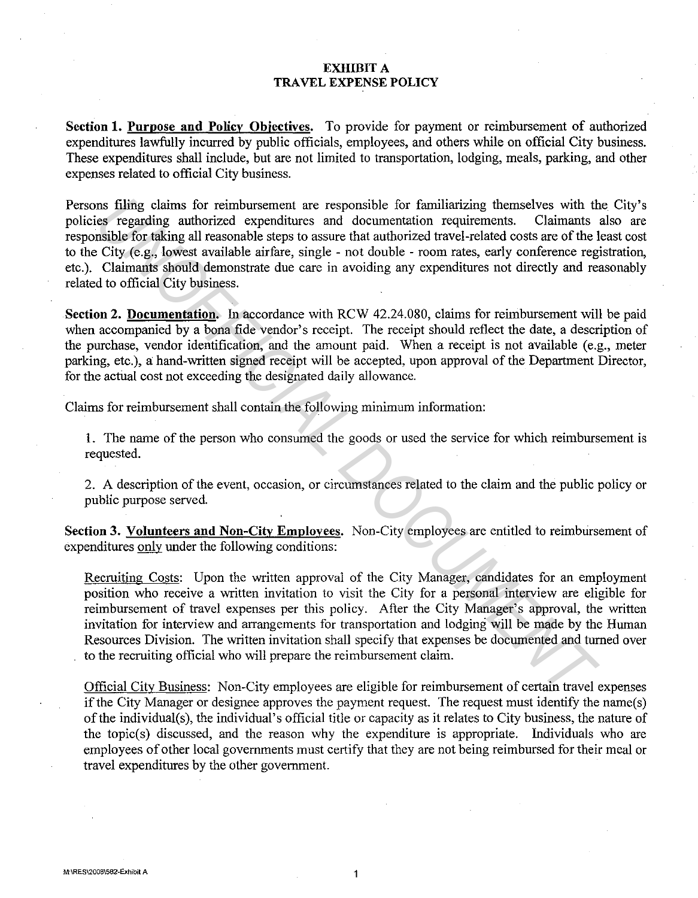# EXHIBIT A
# TRAVEL EXPENSE POLICY

**Section 1. Purpose and Policy Objectives.** To provide for payment or reimbursement of authorized expenditures lawfully incurred by public officials, employees, and others while on official City business. These expenditures shall include, but are not limited to transportation, lodging, meals, parking, and other expenses related to official City business.

Persons filing claims for reimbursement are responsible for familiarizing themselves with the City's policies regarding authorized expenditures and documentation requirements. Claimants also are responsible for taking all reasonable steps to assure that authorized travel-related costs are of the least cost to the City (e.g., lowest available airfare, single - not double - room rates, early conference registration, etc.). Claimants should demonstrate due care in avoiding any expenditures not directly and reasonably related to official City business.

**Section 2. Documentation.** In accordance with RCW 42.24.080, claims for reimbursement will be paid when accompanied by a bona fide vendor's receipt. The receipt should reflect the date, a description of the purchase, vendor identification, and the amount paid. When a receipt is not available (e.g., meter parking, etc.), a hand-written signed receipt will be accepted, upon approval of the Department Director, for the actual cost not exceeding the designated daily allowance.

Claims for reimbursement shall contain the following minimum information:

1. The name of the person who consumed the goods or used the service for which reimbursement is requested.

2. A description of the event, occasion, or circumstances related to the claim and the public policy or public purpose served.

**Section 3. Volunteers and Non-City Employees.** Non-City employees are entitled to reimbursement of expenditures only under the following conditions:

Recruiting Costs: Upon the written approval of the City Manager, candidates for an employment position who receive a written invitation to visit the City for a personal interview are eligible for reimbursement of travel expenses per this policy. After the City Manager's approval, the written invitation for interview and arrangements for transportation and lodging will be made by the Human Resources Division. The written invitation shall specify that expenses be documented and turned over to the recruiting official who will prepare the reimbursement claim.

Official City Business: Non-City employees are eligible for reimbursement of certain travel expenses if the City Manager or designee approves the payment request. The request must identify the name(s) of the individual(s), the individual's official title or capacity as it relates to City business, the nature of the topic(s) discussed, and the reason why the expenditure is appropriate. Individuals who are employees of other local governments must certify that they are not being reimbursed for their meal or travel expenditures by the other government.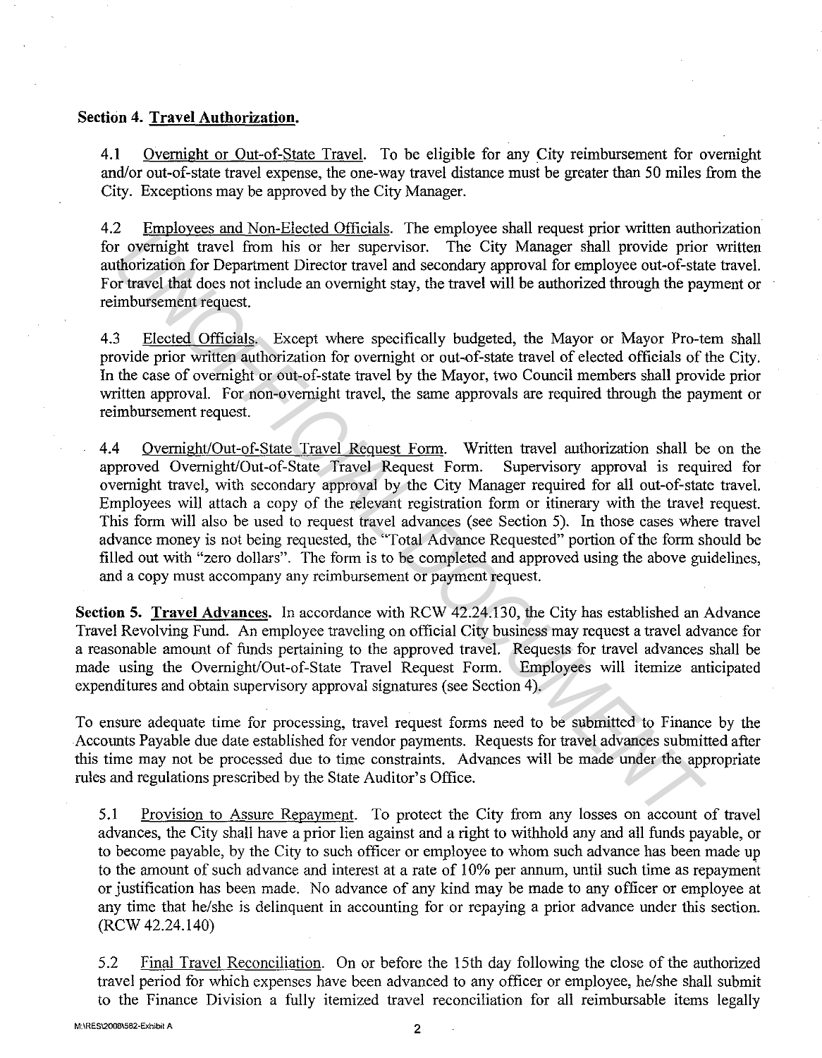**Section 4. Travel Authorization.**

4.1 Overnight or Out-of-State Travel. To be eligible for any City reimbursement for overnight and/or out-of-state travel expense, the one-way travel distance must be greater than 50 miles from the City. Exceptions may be approved by the City Manager.

4.2 Employees and Non-Elected Officials. The employee shall request prior written authorization for overnight travel from his or her supervisor. The City Manager shall provide prior written authorization for Department Director travel and secondary approval for employee out-of-state travel. For travel that does not include an overnight stay, the travel will be authorized through the payment or reimbursement request.

4.3 Elected Officials. Except where specifically budgeted, the Mayor or Mayor Pro-tem shall provide prior written authorization for overnight or out-of-state travel of elected officials of the City. In the case of overnight or out-of-state travel by the Mayor, two Council members shall provide prior written approval. For non-overnight travel, the same approvals are required through the payment or reimbursement request.

4.4 Overnight/Out-of-State Travel Request Form. Written travel authorization shall be on the approved Overnight/Out-of-State Travel Request Form. Supervisory approval is required for overnight travel, with secondary approval by the City Manager required for all out-of-state travel. Employees will attach a copy of the relevant registration form or itinerary with the travel request. This form will also be used to request travel advances (see Section 5). In those cases where travel advance money is not being requested, the "Total Advance Requested" portion of the form should be filled out with "zero dollars". The form is to be completed and approved using the above guidelines, and a copy must accompany any reimbursement or payment request.

**Section 5. Travel Advances.** In accordance with RCW 42.24.130, the City has established an Advance Travel Revolving Fund. An employee traveling on official City business may request a travel advance for a reasonable amount of funds pertaining to the approved travel. Requests for travel advances shall be made using the Overnight/Out-of-State Travel Request Form. Employees will itemize anticipated expenditures and obtain supervisory approval signatures (see Section 4).

To ensure adequate time for processing, travel request forms need to be submitted to Finance by the Accounts Payable due date established for vendor payments. Requests for travel advances submitted after this time may not be processed due to time constraints. Advances will be made under the appropriate rules and regulations prescribed by the State Auditor's Office.

5.1 Provision to Assure Repayment. To protect the City from any losses on account of travel advances, the City shall have a prior lien against and a right to withhold any and all funds payable, or to become payable, by the City to such officer or employee to whom such advance has been made up to the amount of such advance and interest at a rate of 10% per annum, until such time as repayment or justification has been made. No advance of any kind may be made to any officer or employee at any time that he/she is delinquent in accounting for or repaying a prior advance under this section. (RCW 42.24.140)

5.2 Final Travel Reconciliation. On or before the 15th day following the close of the authorized travel period for which expenses have been advanced to any officer or employee, he/she shall submit to the Finance Division a fully itemized travel reconciliation for all reimbursable items legally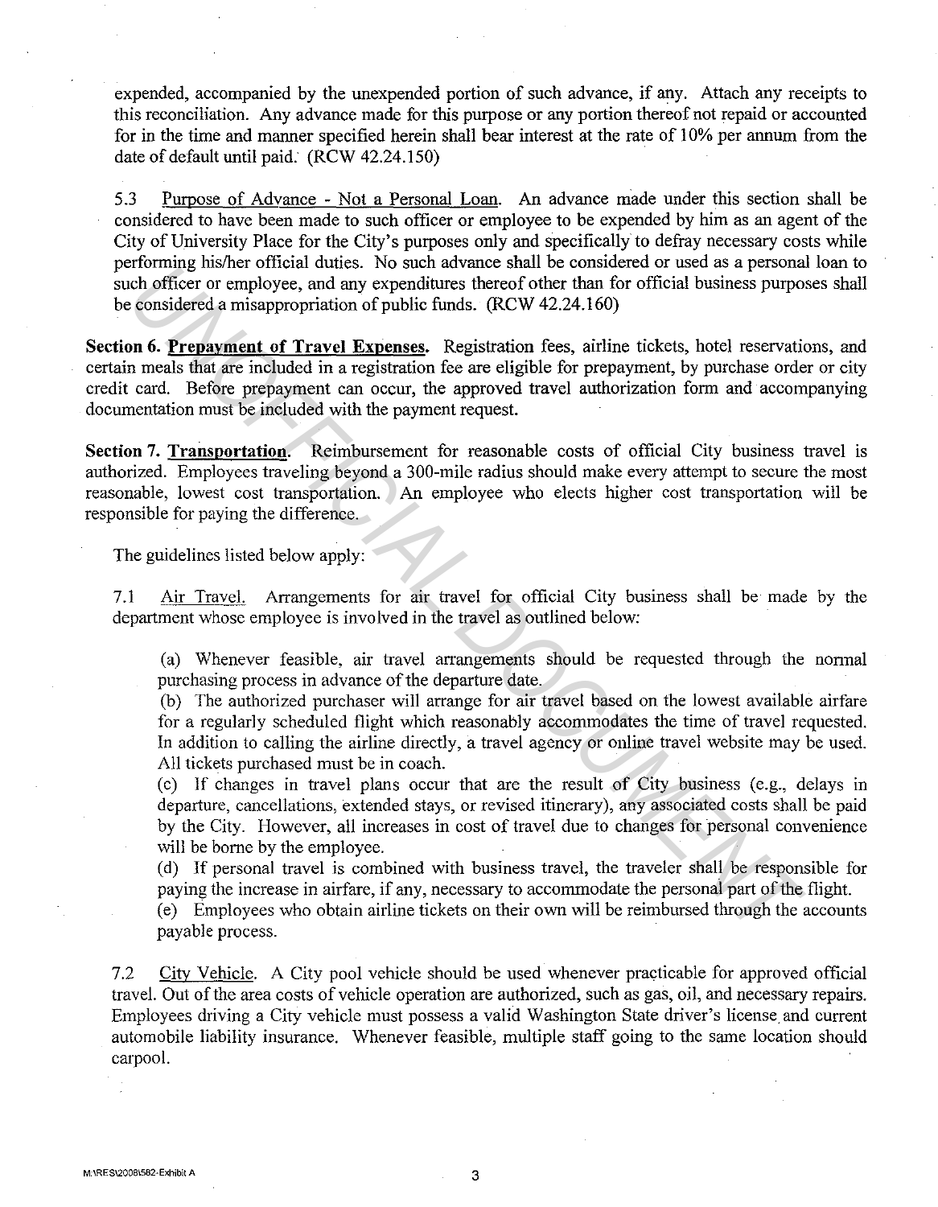expended, accompanied by the unexpended portion of such advance, if any. Attach any receipts to this reconciliation. Any advance made for this purpose or any portion thereof not repaid or accounted for in the time and manner specified herein shall bear interest at the rate of 10% per annum from the date of default until paid. (RCW 42.24.150)

5.3 Purpose of Advance - Not a Personal Loan. An advance made under this section shall be considered to have been made to such officer or employee to be expended by him as an agent of the City of University Place for the City's purposes only and specifically to defray necessary costs while performing his/her official duties. No such advance shall be considered or used as a personal loan to such officer or employee, and any expenditures thereof other than for official business purposes shall be considered a misappropriation of public funds. (RCW 42.24.160)

**Section 6. Prepayment of Travel Expenses.** Registration fees, airline tickets, hotel reservations, and certain meals that are included in a registration fee are eligible for prepayment, by purchase order or city credit card. Before prepayment can occur, the approved travel authorization form and accompanying documentation must be included with the payment request.

**Section 7. Transportation.** Reimbursement for reasonable costs of official City business travel is authorized. Employees traveling beyond a 300-mile radius should make every attempt to secure the most reasonable, lowest cost transportation. An employee who elects higher cost transportation will be responsible for paying the difference.

The guidelines listed below apply:

7.1 Air Travel. Arrangements for air travel for official City business shall be made by the department whose employee is involved in the travel as outlined below:

(a) Whenever feasible, air travel arrangements should be requested through the normal purchasing process in advance of the departure date.
(b) The authorized purchaser will arrange for air travel based on the lowest available airfare for a regularly scheduled flight which reasonably accommodates the time of travel requested. In addition to calling the airline directly, a travel agency or online travel website may be used. All tickets purchased must be in coach.
(c) If changes in travel plans occur that are the result of City business (e.g., delays in departure, cancellations, extended stays, or revised itinerary), any associated costs shall be paid by the City. However, all increases in cost of travel due to changes for personal convenience will be borne by the employee.
(d) If personal travel is combined with business travel, the traveler shall be responsible for paying the increase in airfare, if any, necessary to accommodate the personal part of the flight.
(e) Employees who obtain airline tickets on their own will be reimbursed through the accounts payable process.

7.2 City Vehicle. A City pool vehicle should be used whenever practicable for approved official travel. Out of the area costs of vehicle operation are authorized, such as gas, oil, and necessary repairs. Employees driving a City vehicle must possess a valid Washington State driver's license and current automobile liability insurance. Whenever feasible, multiple staff going to the same location should carpool.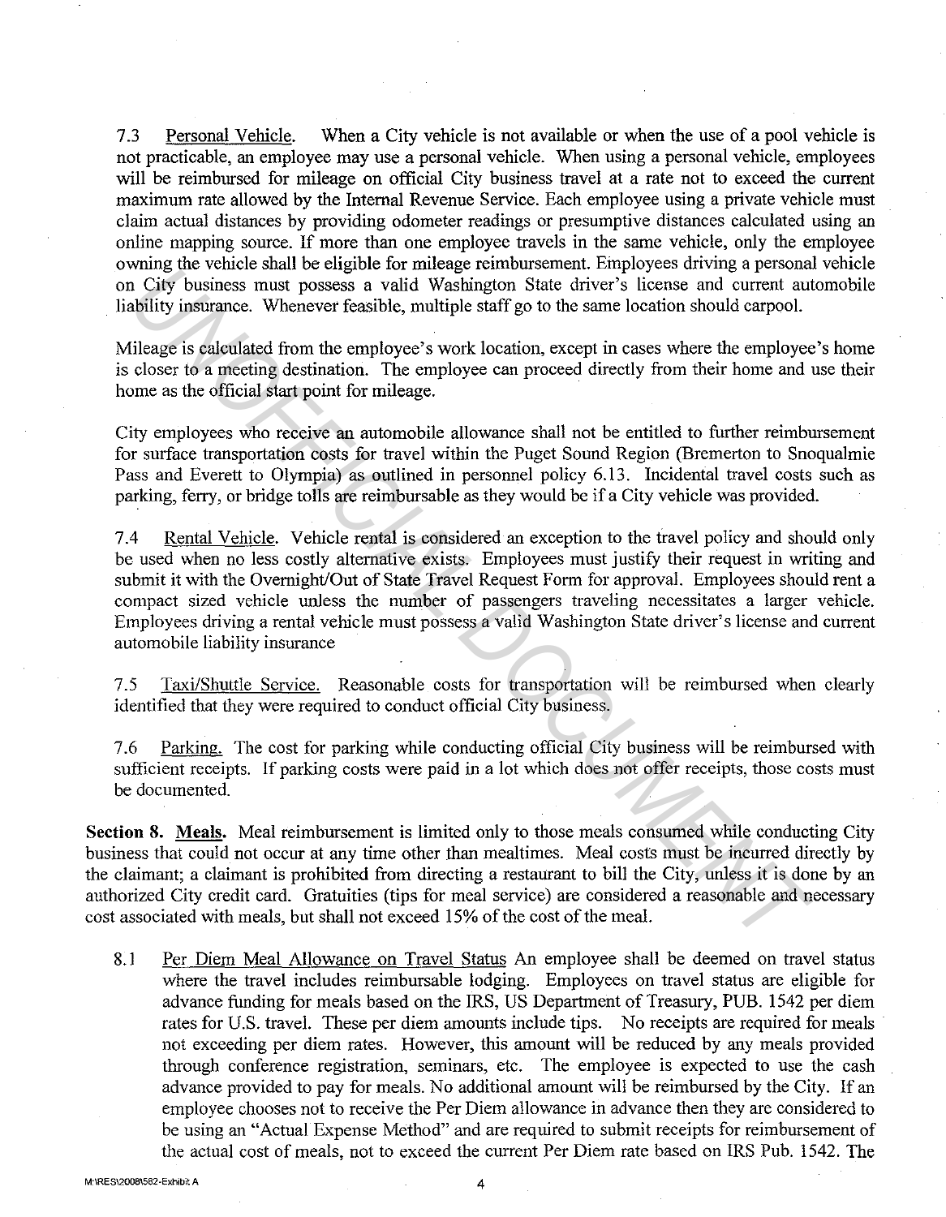7.3 Personal Vehicle. When a City vehicle is not available or when the use of a pool vehicle is not practicable, an employee may use a personal vehicle. When using a personal vehicle, employees will be reimbursed for mileage on official City business travel at a rate not to exceed the current maximum rate allowed by the Internal Revenue Service. Each employee using a private vehicle must claim actual distances by providing odometer readings or presumptive distances calculated using an online mapping source. If more than one employee travels in the same vehicle, only the employee owning the vehicle shall be eligible for mileage reimbursement. Employees driving a personal vehicle on City business must possess a valid Washington State driver's license and current automobile liability insurance. Whenever feasible, multiple staff go to the same location should carpool.

Mileage is calculated from the employee's work location, except in cases where the employee's home is closer to a meeting destination. The employee can proceed directly from their home and use their home as the official start point for mileage.

City employees who receive an automobile allowance shall not be entitled to further reimbursement for surface transportation costs for travel within the Puget Sound Region (Bremerton to Snoqualmie Pass and Everett to Olympia) as outlined in personnel policy 6.13. Incidental travel costs such as parking, ferry, or bridge tolls are reimbursable as they would be if a City vehicle was provided.

7.4 Rental Vehicle. Vehicle rental is considered an exception to the travel policy and should only be used when no less costly alternative exists. Employees must justify their request in writing and submit it with the Overnight/Out of State Travel Request Form for approval. Employees should rent a compact sized vehicle unless the number of passengers traveling necessitates a larger vehicle. Employees driving a rental vehicle must possess a valid Washington State driver's license and current automobile liability insurance

7.5 Taxi/Shuttle Service. Reasonable costs for transportation will be reimbursed when clearly identified that they were required to conduct official City business.

7.6 Parking. The cost for parking while conducting official City business will be reimbursed with sufficient receipts. If parking costs were paid in a lot which does not offer receipts, those costs must be documented.

**Section 8. Meals.** Meal reimbursement is limited only to those meals consumed while conducting City business that could not occur at any time other than mealtimes. Meal costs must be incurred directly by the claimant; a claimant is prohibited from directing a restaurant to bill the City, unless it is done by an authorized City credit card. Gratuities (tips for meal service) are considered a reasonable and necessary cost associated with meals, but shall not exceed 15% of the cost of the meal.

8.1 Per Diem Meal Allowance on Travel Status An employee shall be deemed on travel status where the travel includes reimbursable lodging. Employees on travel status are eligible for advance funding for meals based on the IRS, US Department of Treasury, PUB. 1542 per diem rates for U.S. travel. These per diem amounts include tips. No receipts are required for meals not exceeding per diem rates. However, this amount will be reduced by any meals provided through conference registration, seminars, etc. The employee is expected to use the cash advance provided to pay for meals. No additional amount will be reimbursed by the City. If an employee chooses not to receive the Per Diem allowance in advance then they are considered to be using an "Actual Expense Method" and are required to submit receipts for reimbursement of the actual cost of meals, not to exceed the current Per Diem rate based on IRS Pub. 1542. The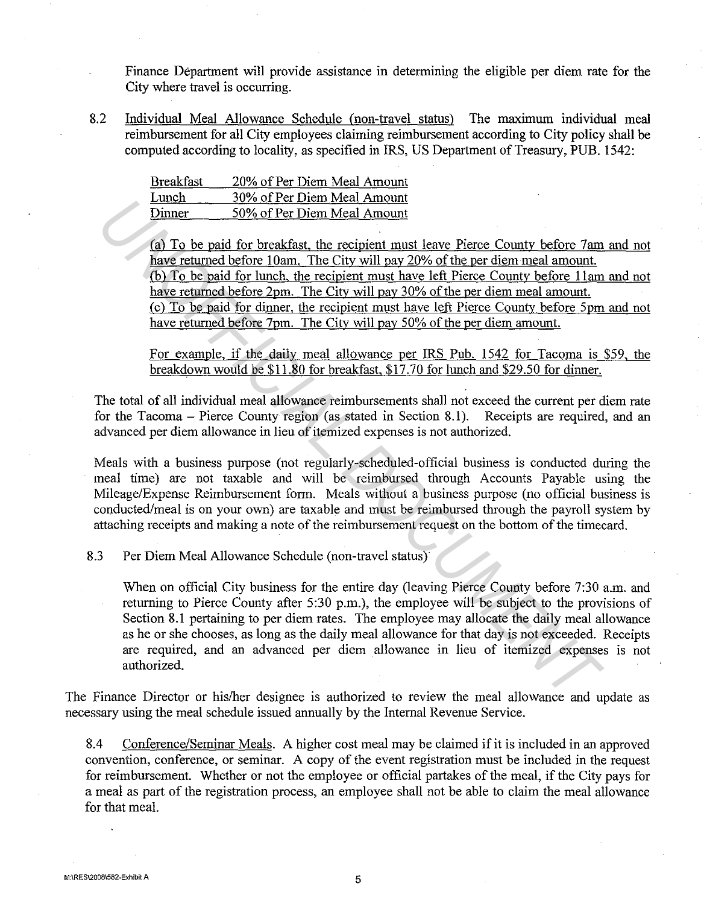Finance Department will provide assistance in determining the eligible per diem rate for the City where travel is occurring.

8.2 Individual Meal Allowance Schedule (non-travel status) The maximum individual meal reimbursement for all City employees claiming reimbursement according to City policy shall be computed according to locality, as specified in IRS, US Department of Treasury, PUB. 1542:

| Breakfast | 20% of Per Diem Meal Amount |
|---|---|
| Lunch | 30% of Per Diem Meal Amount |
| Dinner | 50% of Per Diem Meal Amount |

(a) To be paid for breakfast, the recipient must leave Pierce County before 7am and not have returned before 10am. The City will pay 20% of the per diem meal amount.
(b) To be paid for lunch, the recipient must have left Pierce County before 11am and not have returned before 2pm. The City will pay 30% of the per diem meal amount.
(c) To be paid for dinner, the recipient must have left Pierce County before 5pm and not have returned before 7pm. The City will pay 50% of the per diem amount.

For example, if the daily meal allowance per IRS Pub. 1542 for Tacoma is $59, the breakdown would be $11.80 for breakfast, $17.70 for lunch and $29.50 for dinner.

The total of all individual meal allowance reimbursements shall not exceed the current per diem rate for the Tacoma – Pierce County region (as stated in Section 8.1). Receipts are required, and an advanced per diem allowance in lieu of itemized expenses is not authorized.

Meals with a business purpose (not regularly-scheduled-official business is conducted during the meal time) are not taxable and will be reimbursed through Accounts Payable using the Mileage/Expense Reimbursement form. Meals without a business purpose (no official business is conducted/meal is on your own) are taxable and must be reimbursed through the payroll system by attaching receipts and making a note of the reimbursement request on the bottom of the timecard.

8.3 Per Diem Meal Allowance Schedule (non-travel status)

When on official City business for the entire day (leaving Pierce County before 7:30 a.m. and returning to Pierce County after 5:30 p.m.), the employee will be subject to the provisions of Section 8.1 pertaining to per diem rates. The employee may allocate the daily meal allowance as he or she chooses, as long as the daily meal allowance for that day is not exceeded. Receipts are required, and an advanced per diem allowance in lieu of itemized expenses is not authorized.

The Finance Director or his/her designee is authorized to review the meal allowance and update as necessary using the meal schedule issued annually by the Internal Revenue Service.

8.4 Conference/Seminar Meals. A higher cost meal may be claimed if it is included in an approved convention, conference, or seminar. A copy of the event registration must be included in the request for reimbursement. Whether or not the employee or official partakes of the meal, if the City pays for a meal as part of the registration process, an employee shall not be able to claim the meal allowance for that meal.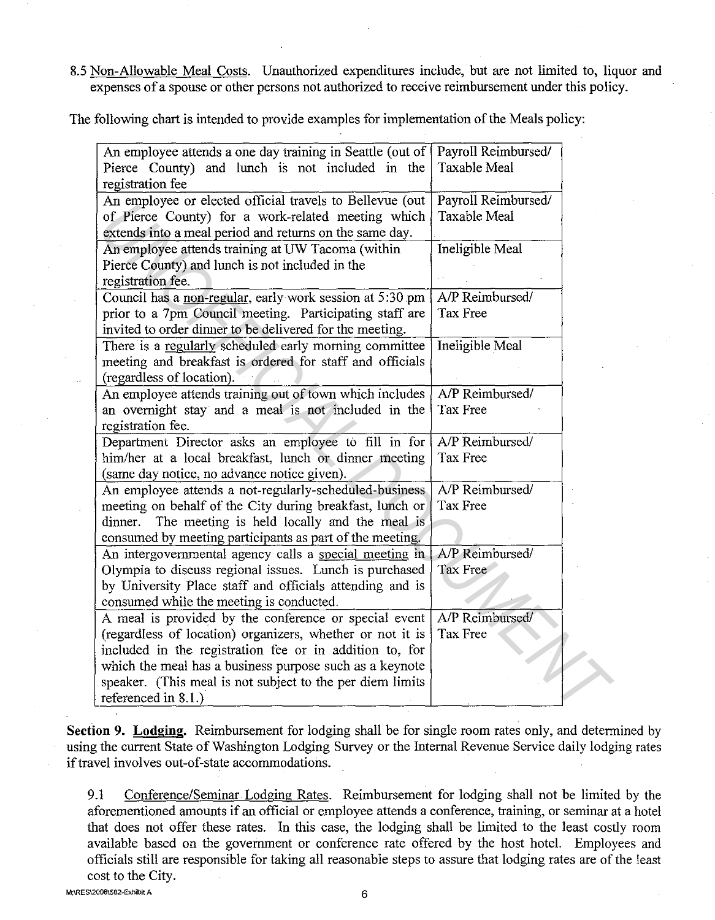8.5 Non-Allowable Meal Costs. Unauthorized expenditures include, but are not limited to, liquor and expenses of a spouse or other persons not authorized to receive reimbursement under this policy.

The following chart is intended to provide examples for implementation of the Meals policy:

| Example | Treatment |
|---|---|
| An employee attends a one day training in Seattle (out of Pierce County) and lunch is not included in the registration fee | Payroll Reimbursed/ Taxable Meal |
| An employee or elected official travels to Bellevue (out of Pierce County) for a work-related meeting which extends into a meal period and returns on the same day. | Payroll Reimbursed/ Taxable Meal |
| An employee attends training at UW Tacoma (within Pierce County) and lunch is not included in the registration fee. | Ineligible Meal |
| Council has a non-regular, early work session at 5:30 pm prior to a 7pm Council meeting. Participating staff are invited to order dinner to be delivered for the meeting. | A/P Reimbursed/ Tax Free |
| There is a regularly scheduled early morning committee meeting and breakfast is ordered for staff and officials (regardless of location). | Ineligible Meal |
| An employee attends training out of town which includes an overnight stay and a meal is not included in the registration fee. | A/P Reimbursed/ Tax Free |
| Department Director asks an employee to fill in for him/her at a local breakfast, lunch or dinner meeting (same day notice, no advance notice given). | A/P Reimbursed/ Tax Free |
| An employee attends a not-regularly-scheduled-business meeting on behalf of the City during breakfast, lunch or dinner. The meeting is held locally and the meal is consumed by meeting participants as part of the meeting. | A/P Reimbursed/ Tax Free |
| An intergovernmental agency calls a special meeting in Olympia to discuss regional issues. Lunch is purchased by University Place staff and officials attending and is consumed while the meeting is conducted. | A/P Reimbursed/ Tax Free |
| A meal is provided by the conference or special event (regardless of location) organizers, whether or not it is included in the registration fee or in addition to, for which the meal has a business purpose such as a keynote speaker. (This meal is not subject to the per diem limits referenced in 8.1.) | A/P Reimbursed/ Tax Free |

**Section 9. Lodging.** Reimbursement for lodging shall be for single room rates only, and determined by using the current State of Washington Lodging Survey or the Internal Revenue Service daily lodging rates if travel involves out-of-state accommodations.

9.1 Conference/Seminar Lodging Rates. Reimbursement for lodging shall not be limited by the aforementioned amounts if an official or employee attends a conference, training, or seminar at a hotel that does not offer these rates. In this case, the lodging shall be limited to the least costly room available based on the government or conference rate offered by the host hotel. Employees and officials still are responsible for taking all reasonable steps to assure that lodging rates are of the least cost to the City.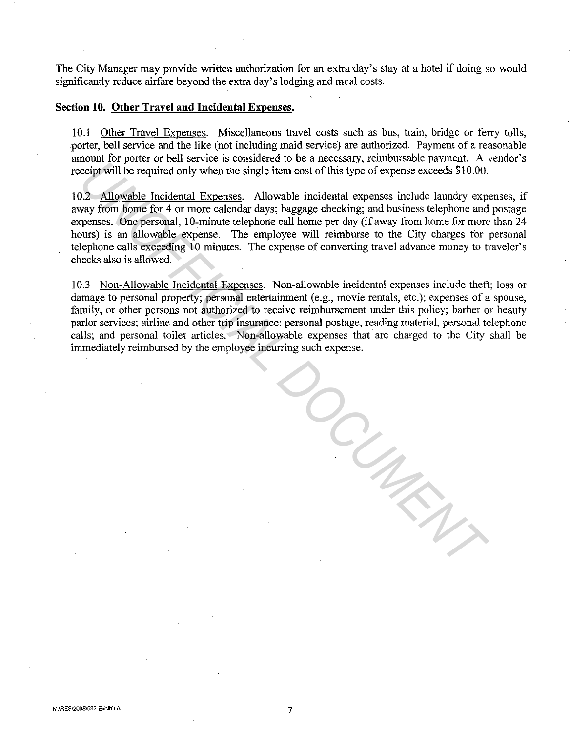The City Manager may provide written authorization for an extra day's stay at a hotel if doing so would significantly reduce airfare beyond the extra day's lodging and meal costs.

**Section 10. <u>Other Travel and Incidental Expenses.</u>**

10.1 <u>Other Travel Expenses</u>. Miscellaneous travel costs such as bus, train, bridge or ferry tolls, porter, bell service and the like (not including maid service) are authorized. Payment of a reasonable amount for porter or bell service is considered to be a necessary, reimbursable payment. A vendor's receipt will be required only when the single item cost of this type of expense exceeds $10.00.

10.2 <u>Allowable Incidental Expenses</u>. Allowable incidental expenses include laundry expenses, if away from home for 4 or more calendar days; baggage checking; and business telephone and postage expenses. One personal, 10-minute telephone call home per day (if away from home for more than 24 hours) is an allowable expense. The employee will reimburse to the City charges for personal telephone calls exceeding 10 minutes. The expense of converting travel advance money to traveler's checks also is allowed.

10.3 <u>Non-Allowable Incidental Expenses</u>. Non-allowable incidental expenses include theft; loss or damage to personal property; personal entertainment (e.g., movie rentals, etc.); expenses of a spouse, family, or other persons not authorized to receive reimbursement under this policy; barber or beauty parlor services; airline and other trip insurance; personal postage, reading material, personal telephone calls; and personal toilet articles. Non-allowable expenses that are charged to the City shall be immediately reimbursed by the employee incurring such expense.

M:\RES\2008\582-Exhibit A